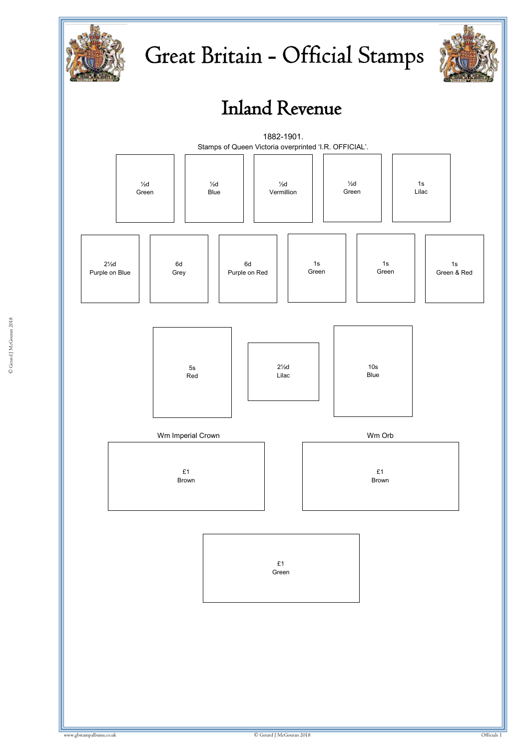# Great Britain - Official Stamps

## Inland Revenue

1882-1901.

Stamps of Queen Victoria overprinted ‘I.R. OFFICIAL’.

½d Green

½d Blue

½d Vermillion

½d Green

1s Lilac

2½d Purple on Blue

6d Grey

6d Purple on Red

1s Green

1s Green

1s Green & Red

5s Red

2½d Lilac

10s Blue

Wm Imperial Crown

£1 Brown

Wm Orb

£1 Brown

£1 Green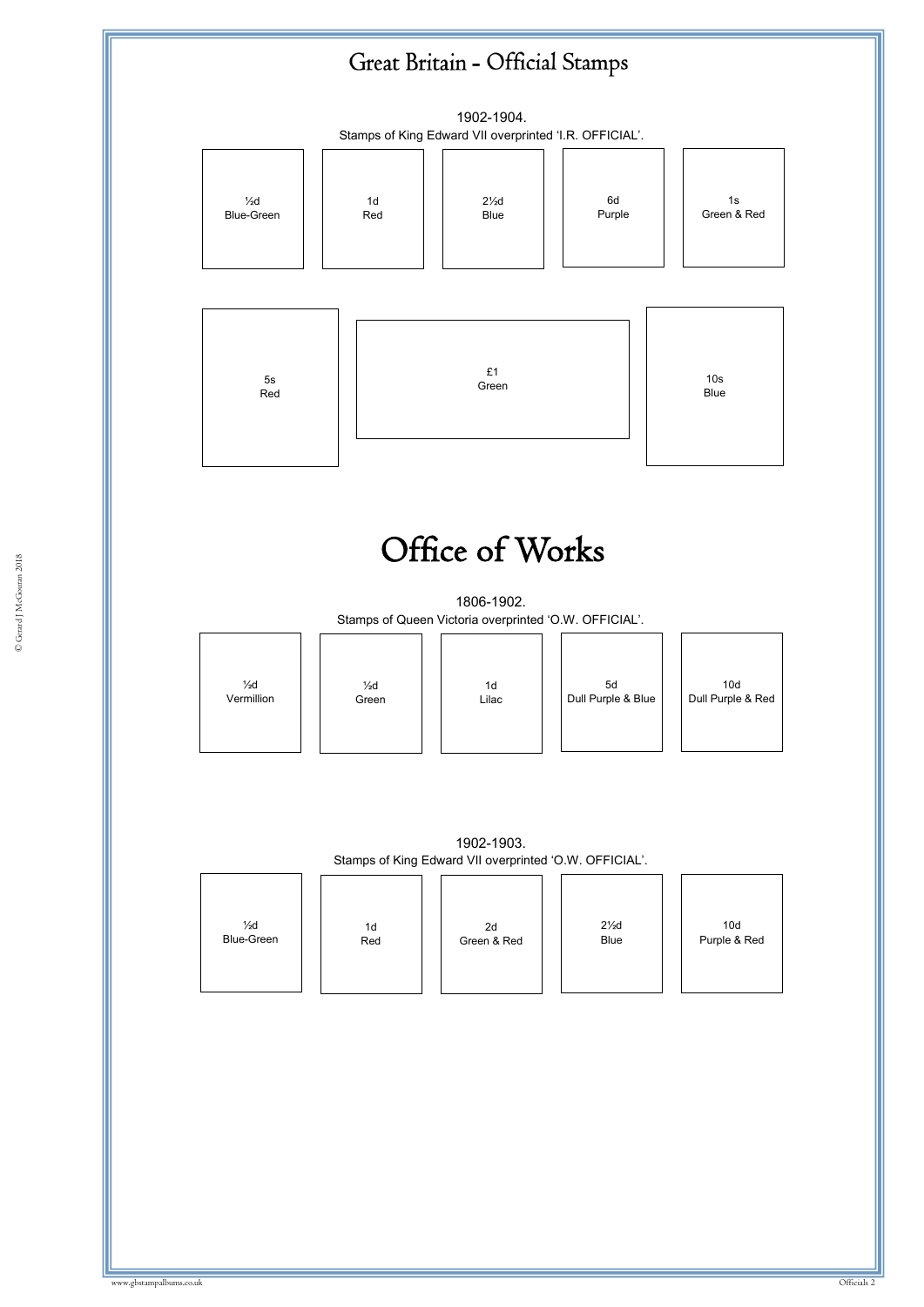# Great Britain - Official Stamps

1902-1904.

Stamps of King Edward VII overprinted 'I.R. OFFICIAL'.

| ½d Blue-Green | 1d Red | 2½d Blue | 6d Purple | 1s Green & Red |
|---|---|---|---|---|

| 5s Red | £1 Green | 10s Blue |
|---|---|---|

# Office of Works

1806-1902.

Stamps of Queen Victoria overprinted 'O.W. OFFICIAL'.

| ½d Vermillion | ½d Green | 1d Lilac | 5d Dull Purple & Blue | 10d Dull Purple & Red |
|---|---|---|---|---|

1902-1903.

Stamps of King Edward VII overprinted 'O.W. OFFICIAL'.

| ½d Blue-Green | 1d Red | 2d Green & Red | 2½d Blue | 10d Purple & Red |
|---|---|---|---|---|

© Gerard J McGouran 2018

www.gbstampalbums.co.uk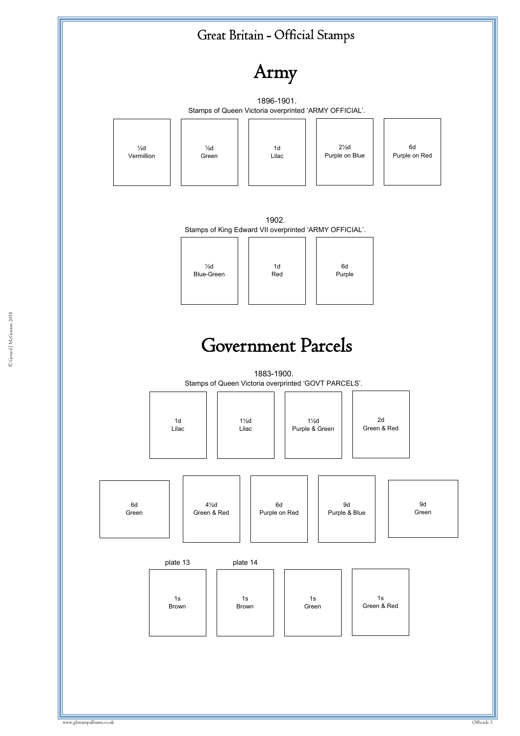# Great Britain - Official Stamps

## Army

1896-1901.
Stamps of Queen Victoria overprinted 'ARMY OFFICIAL'.

½d
Vermillion

½d
Green

1d
Lilac

2½d
Purple on Blue

6d
Purple on Red

1902.
Stamps of King Edward VII overprinted 'ARMY OFFICIAL'.

½d
Blue-Green

1d
Red

6d
Purple

## Government Parcels

1883-1900.
Stamps of Queen Victoria overprinted 'GOVT PARCELS'.

1d
Lilac

1½d
Lilac

1½d
Purple & Green

2d
Green & Red

6d
Green

4½d
Green & Red

6d
Purple on Red

9d
Purple & Blue

9d
Green

plate 13
1s
Brown

plate 14
1s
Brown

1s
Green

1s
Green & Red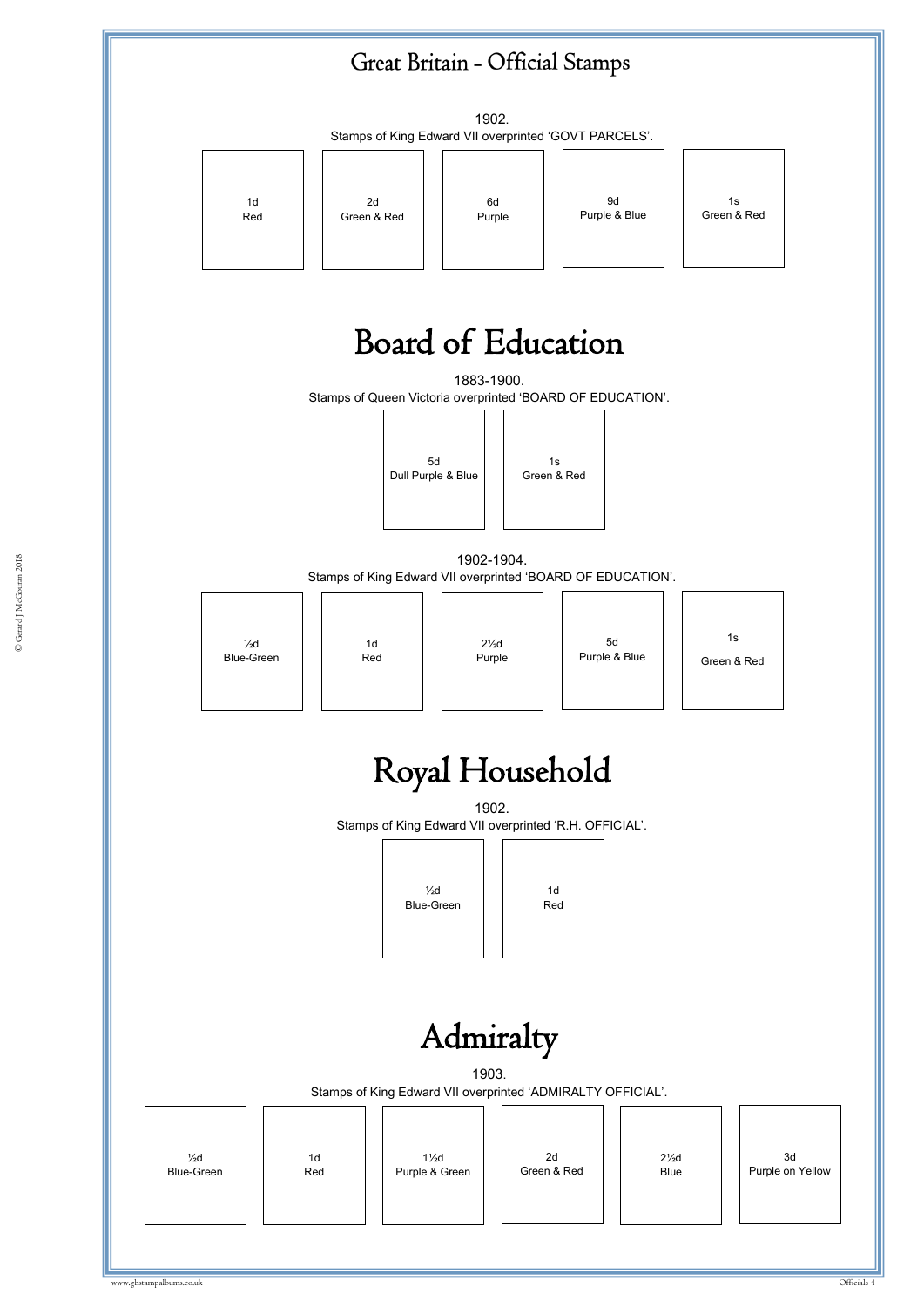# Great Britain - Official Stamps

1902.

Stamps of King Edward VII overprinted 'GOVT PARCELS'.

| | | | | |
|---|---|---|---|---|
| 1d Red | 2d Green & Red | 6d Purple | 9d Purple & Blue | 1s Green & Red |

# Board of Education

1883-1900.

Stamps of Queen Victoria overprinted 'BOARD OF EDUCATION'.

| | |
|---|---|
| 5d Dull Purple & Blue | 1s Green & Red |

1902-1904.

Stamps of King Edward VII overprinted 'BOARD OF EDUCATION'.

| | | | | |
|---|---|---|---|---|
| ½d Blue-Green | 1d Red | 2½d Purple | 5d Purple & Blue | 1s Green & Red |

# Royal Household

1902.

Stamps of King Edward VII overprinted 'R.H. OFFICIAL'.

| | |
|---|---|
| ½d Blue-Green | 1d Red |

# Admiralty

1903.

Stamps of King Edward VII overprinted 'ADMIRALTY OFFICIAL'.

| | | | | | |
|---|---|---|---|---|---|
| ½d Blue-Green | 1d Red | 1½d Purple & Green | 2d Green & Red | 2½d Blue | 3d Purple on Yellow |